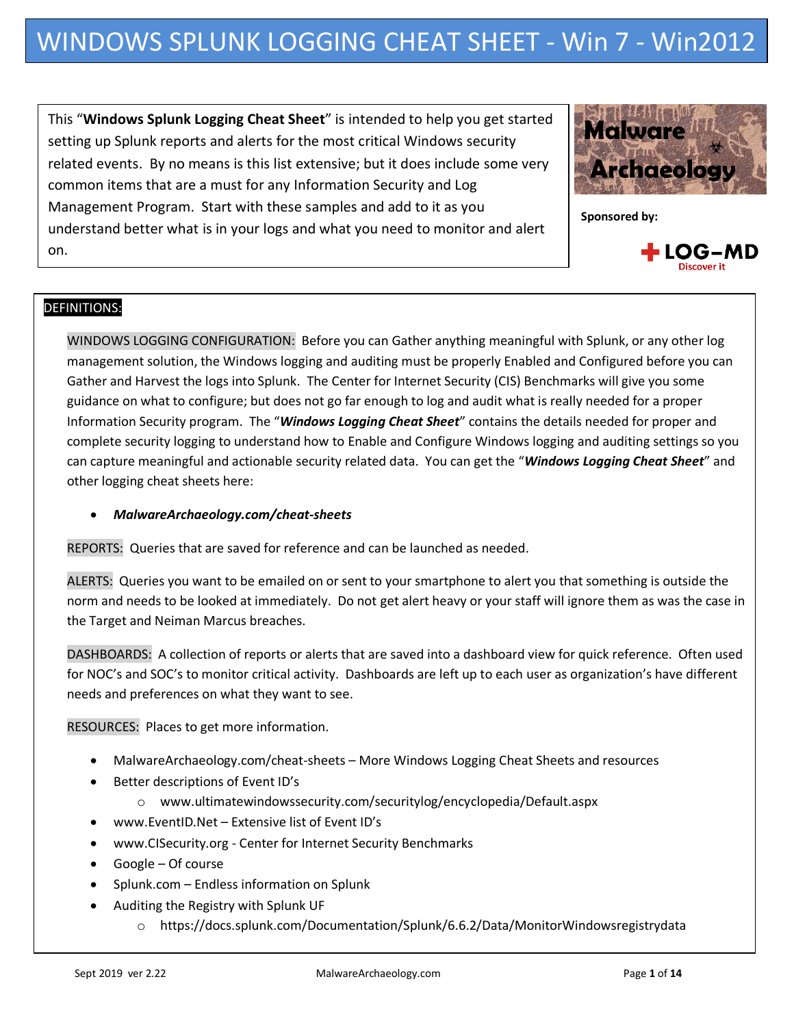# WINDOWS SPLUNK LOGGING CHEAT SHEET - Win 7 - Win2012

This "**Windows Splunk Logging Cheat Sheet**" is intended to help you get started setting up Splunk reports and alerts for the most critical Windows security related events. By no means is this list extensive; but it does include some very common items that are a must for any Information Security and Log Management Program. Start with these samples and add to it as you understand better what is in your logs and what you need to monitor and alert on.

**Malware Archaeology**

**Sponsored by:**

LOG-MD Discover it

## DEFINITIONS:

WINDOWS LOGGING CONFIGURATION: Before you can Gather anything meaningful with Splunk, or any other log management solution, the Windows logging and auditing must be properly Enabled and Configured before you can Gather and Harvest the logs into Splunk. The Center for Internet Security (CIS) Benchmarks will give you some guidance on what to configure; but does not go far enough to log and audit what is really needed for a proper Information Security program. The "***Windows Logging Cheat Sheet***" contains the details needed for proper and complete security logging to understand how to Enable and Configure Windows logging and auditing settings so you can capture meaningful and actionable security related data. You can get the "***Windows Logging Cheat Sheet***" and other logging cheat sheets here:

- ***MalwareArchaeology.com/cheat-sheets***

REPORTS: Queries that are saved for reference and can be launched as needed.

ALERTS: Queries you want to be emailed on or sent to your smartphone to alert you that something is outside the norm and needs to be looked at immediately. Do not get alert heavy or your staff will ignore them as was the case in the Target and Neiman Marcus breaches.

DASHBOARDS: A collection of reports or alerts that are saved into a dashboard view for quick reference. Often used for NOC's and SOC's to monitor critical activity. Dashboards are left up to each user as organization's have different needs and preferences on what they want to see.

RESOURCES: Places to get more information.

- MalwareArchaeology.com/cheat-sheets – More Windows Logging Cheat Sheets and resources
- Better descriptions of Event ID's
  - www.ultimatewindowssecurity.com/securitylog/encyclopedia/Default.aspx
- www.EventID.Net – Extensive list of Event ID's
- www.CISecurity.org - Center for Internet Security Benchmarks
- Google – Of course
- Splunk.com – Endless information on Splunk
- Auditing the Registry with Splunk UF
  - https://docs.splunk.com/Documentation/Splunk/6.6.2/Data/MonitorWindowsregistrydata

Sept 2019 ver 2.22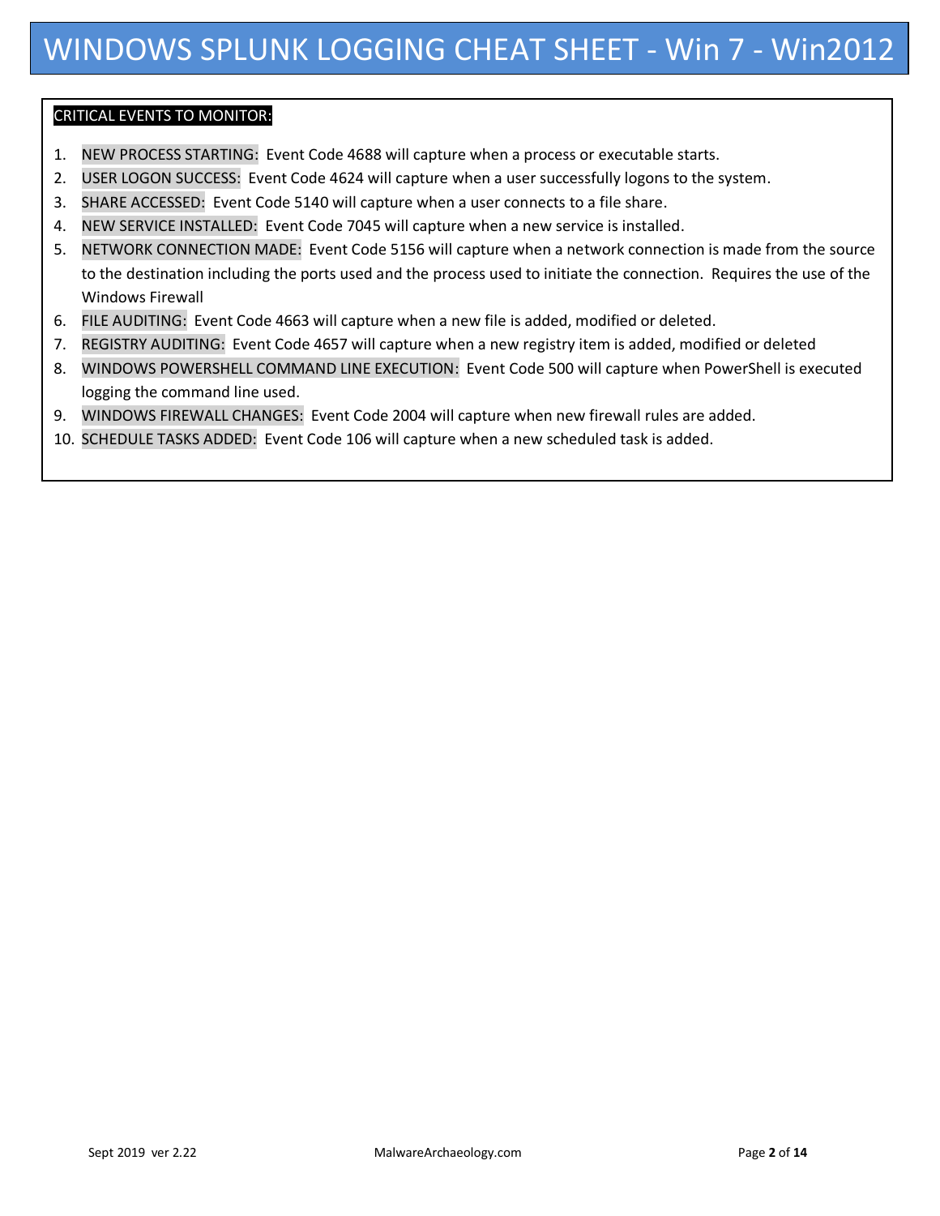# WINDOWS SPLUNK LOGGING CHEAT SHEET - Win 7 - Win2012

## CRITICAL EVENTS TO MONITOR:

1. NEW PROCESS STARTING: Event Code 4688 will capture when a process or executable starts.
2. USER LOGON SUCCESS: Event Code 4624 will capture when a user successfully logons to the system.
3. SHARE ACCESSED: Event Code 5140 will capture when a user connects to a file share.
4. NEW SERVICE INSTALLED: Event Code 7045 will capture when a new service is installed.
5. NETWORK CONNECTION MADE: Event Code 5156 will capture when a network connection is made from the source to the destination including the ports used and the process used to initiate the connection. Requires the use of the Windows Firewall
6. FILE AUDITING: Event Code 4663 will capture when a new file is added, modified or deleted.
7. REGISTRY AUDITING: Event Code 4657 will capture when a new registry item is added, modified or deleted
8. WINDOWS POWERSHELL COMMAND LINE EXECUTION: Event Code 500 will capture when PowerShell is executed logging the command line used.
9. WINDOWS FIREWALL CHANGES: Event Code 2004 will capture when new firewall rules are added.
10. SCHEDULE TASKS ADDED: Event Code 106 will capture when a new scheduled task is added.

Sept 2019 ver 2.22 MalwareArchaeology.com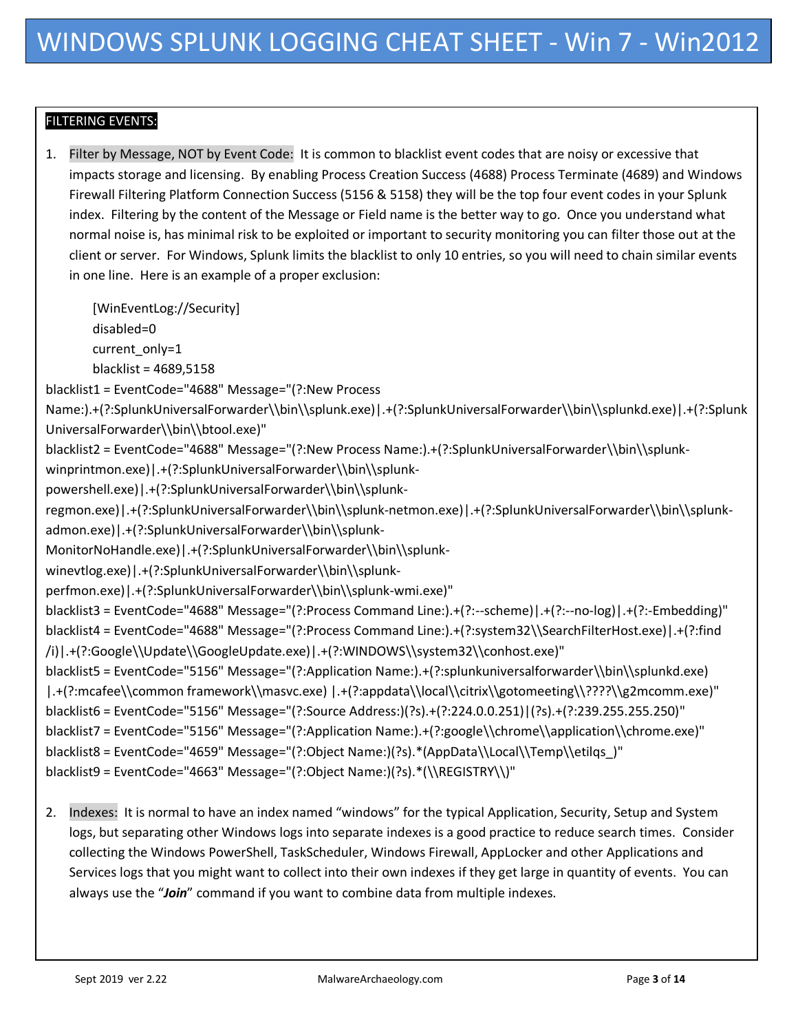# WINDOWS SPLUNK LOGGING CHEAT SHEET - Win 7 - Win2012

## FILTERING EVENTS:

1. Filter by Message, NOT by Event Code: It is common to blacklist event codes that are noisy or excessive that impacts storage and licensing. By enabling Process Creation Success (4688) Process Terminate (4689) and Windows Firewall Filtering Platform Connection Success (5156 & 5158) they will be the top four event codes in your Splunk index. Filtering by the content of the Message or Field name is the better way to go. Once you understand what normal noise is, has minimal risk to be exploited or important to security monitoring you can filter those out at the client or server. For Windows, Splunk limits the blacklist to only 10 entries, so you will need to chain similar events in one line. Here is an example of a proper exclusion:

```
[WinEventLog://Security]
disabled=0
current_only=1
blacklist = 4689,5158
blacklist1 = EventCode="4688" Message="(?:New Process Name:).+(?:SplunkUniversalForwarder\\bin\\splunk.exe)|.+(?:SplunkUniversalForwarder\\bin\\splunkd.exe)|.+(?:SplunkUniversalForwarder\\bin\\btool.exe)"
blacklist2 = EventCode="4688" Message="(?:New Process Name:).+(?:SplunkUniversalForwarder\\bin\\splunk-winprintmon.exe)|.+(?:SplunkUniversalForwarder\\bin\\splunk-powershell.exe)|.+(?:SplunkUniversalForwarder\\bin\\splunk-regmon.exe)|.+(?:SplunkUniversalForwarder\\bin\\splunk-netmon.exe)|.+(?:SplunkUniversalForwarder\\bin\\splunk-admon.exe)|.+(?:SplunkUniversalForwarder\\bin\\splunk-MonitorNoHandle.exe)|.+(?:SplunkUniversalForwarder\\bin\\splunk-winevtlog.exe)|.+(?:SplunkUniversalForwarder\\bin\\splunk-perfmon.exe)|.+(?:SplunkUniversalForwarder\\bin\\splunk-wmi.exe)"
blacklist3 = EventCode="4688" Message="(?:Process Command Line:).+(?:--scheme)|.+(?:--no-log)|.+(?:-Embedding)"
blacklist4 = EventCode="4688" Message="(?:Process Command Line:).+(?:system32\\SearchFilterHost.exe)|.+(?:find /i)|.+(?:Google\\Update\\GoogleUpdate.exe)|.+(?:WINDOWS\\system32\\conhost.exe)"
blacklist5 = EventCode="5156" Message="(?:Application Name:).+(?:splunkuniversalforwarder\\bin\\splunkd.exe) |.+(?:mcafee\\common framework\\masvc.exe) |.+(?:appdata\\local\\citrix\\gotomeeting\\????\\g2mcomm.exe)"
blacklist6 = EventCode="5156" Message="(?:Source Address:)(?s).+(?:224.0.0.251)|(?s).+(?:239.255.255.250)"
blacklist7 = EventCode="5156" Message="(?:Application Name:).+(?:google\\chrome\\application\\chrome.exe)"
blacklist8 = EventCode="4659" Message="(?:Object Name:)(?s).*(AppData\\Local\\Temp\\etilqs_)"
blacklist9 = EventCode="4663" Message="(?:Object Name:)(?s).*(\\REGISTRY\\)"
```

2. Indexes: It is normal to have an index named "windows" for the typical Application, Security, Setup and System logs, but separating other Windows logs into separate indexes is a good practice to reduce search times. Consider collecting the Windows PowerShell, TaskScheduler, Windows Firewall, AppLocker and other Applications and Services logs that you might want to collect into their own indexes if they get large in quantity of events. You can always use the "***Join***" command if you want to combine data from multiple indexes.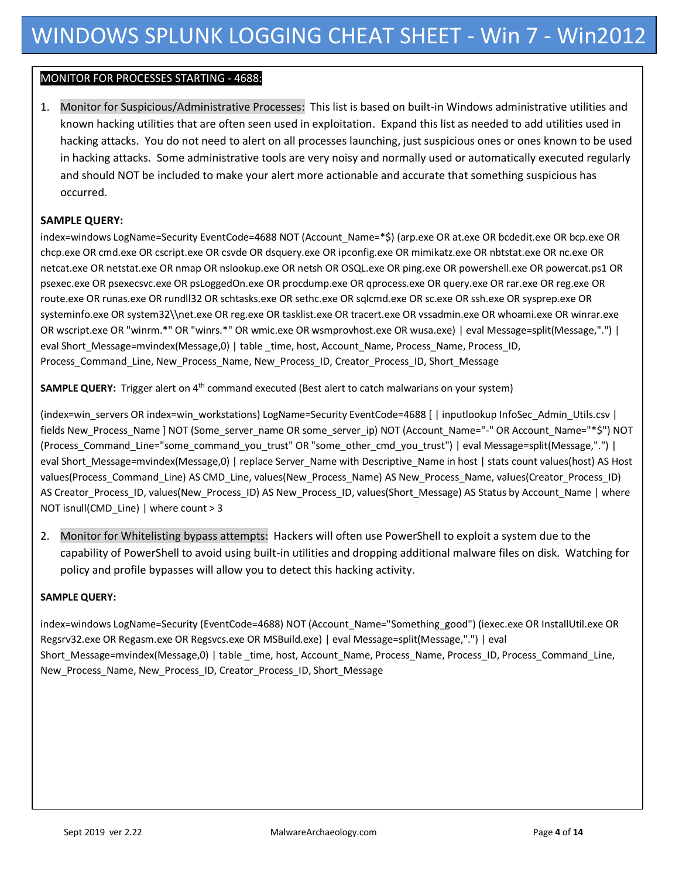# WINDOWS SPLUNK LOGGING CHEAT SHEET - Win 7 - Win2012

## MONITOR FOR PROCESSES STARTING - 4688:

1. Monitor for Suspicious/Administrative Processes: This list is based on built-in Windows administrative utilities and known hacking utilities that are often seen used in exploitation. Expand this list as needed to add utilities used in hacking attacks. You do not need to alert on all processes launching, just suspicious ones or ones known to be used in hacking attacks. Some administrative tools are very noisy and normally used or automatically executed regularly and should NOT be included to make your alert more actionable and accurate that something suspicious has occurred.

**SAMPLE QUERY:**

```
index=windows LogName=Security EventCode=4688 NOT (Account_Name=*$) (arp.exe OR at.exe OR bcdedit.exe OR bcp.exe OR chcp.exe OR cmd.exe OR cscript.exe OR csvde OR dsquery.exe OR ipconfig.exe OR mimikatz.exe OR nbtstat.exe OR nc.exe OR netcat.exe OR netstat.exe OR nmap OR nslookup.exe OR netsh OR OSQL.exe OR ping.exe OR powershell.exe OR powercat.ps1 OR psexec.exe OR psexecsvc.exe OR psLoggedOn.exe OR procdump.exe OR qprocess.exe OR query.exe OR rar.exe OR reg.exe OR route.exe OR runas.exe OR rundll32 OR schtasks.exe OR sethc.exe OR sqlcmd.exe OR sc.exe OR ssh.exe OR sysprep.exe OR systeminfo.exe OR system32\\net.exe OR reg.exe OR tasklist.exe OR tracert.exe OR vssadmin.exe OR whoami.exe OR winrar.exe OR wscript.exe OR "winrm.*" OR "winrs.*" OR wmic.exe OR wsmprovhost.exe OR wusa.exe) | eval Message=split(Message,".") | eval Short_Message=mvindex(Message,0) | table _time, host, Account_Name, Process_Name, Process_ID, Process_Command_Line, New_Process_Name, New_Process_ID, Creator_Process_ID, Short_Message
```

**SAMPLE QUERY:** Trigger alert on 4th command executed (Best alert to catch malwarians on your system)

```
(index=win_servers OR index=win_workstations) LogName=Security EventCode=4688 [ | inputlookup InfoSec_Admin_Utils.csv | fields New_Process_Name ] NOT (Some_server_name OR some_server_ip) NOT (Account_Name="-" OR Account_Name="*$") NOT (Process_Command_Line="some_command_you_trust" OR "some_other_cmd_you_trust") | eval Message=split(Message,".") | eval Short_Message=mvindex(Message,0) | replace Server_Name with Descriptive_Name in host | stats count values(host) AS Host values(Process_Command_Line) AS CMD_Line, values(New_Process_Name) AS New_Process_Name, values(Creator_Process_ID) AS Creator_Process_ID, values(New_Process_ID) AS New_Process_ID, values(Short_Message) AS Status by Account_Name | where NOT isnull(CMD_Line) | where count > 3
```

2. Monitor for Whitelisting bypass attempts: Hackers will often use PowerShell to exploit a system due to the capability of PowerShell to avoid using built-in utilities and dropping additional malware files on disk. Watching for policy and profile bypasses will allow you to detect this hacking activity.

**SAMPLE QUERY:**

```
index=windows LogName=Security (EventCode=4688) NOT (Account_Name="Something_good") (iexec.exe OR InstallUtil.exe OR Regsrv32.exe OR Regasm.exe OR Regsvcs.exe OR MSBuild.exe) | eval Message=split(Message,".") | eval Short_Message=mvindex(Message,0) | table _time, host, Account_Name, Process_Name, Process_ID, Process_Command_Line, New_Process_Name, New_Process_ID, Creator_Process_ID, Short_Message
```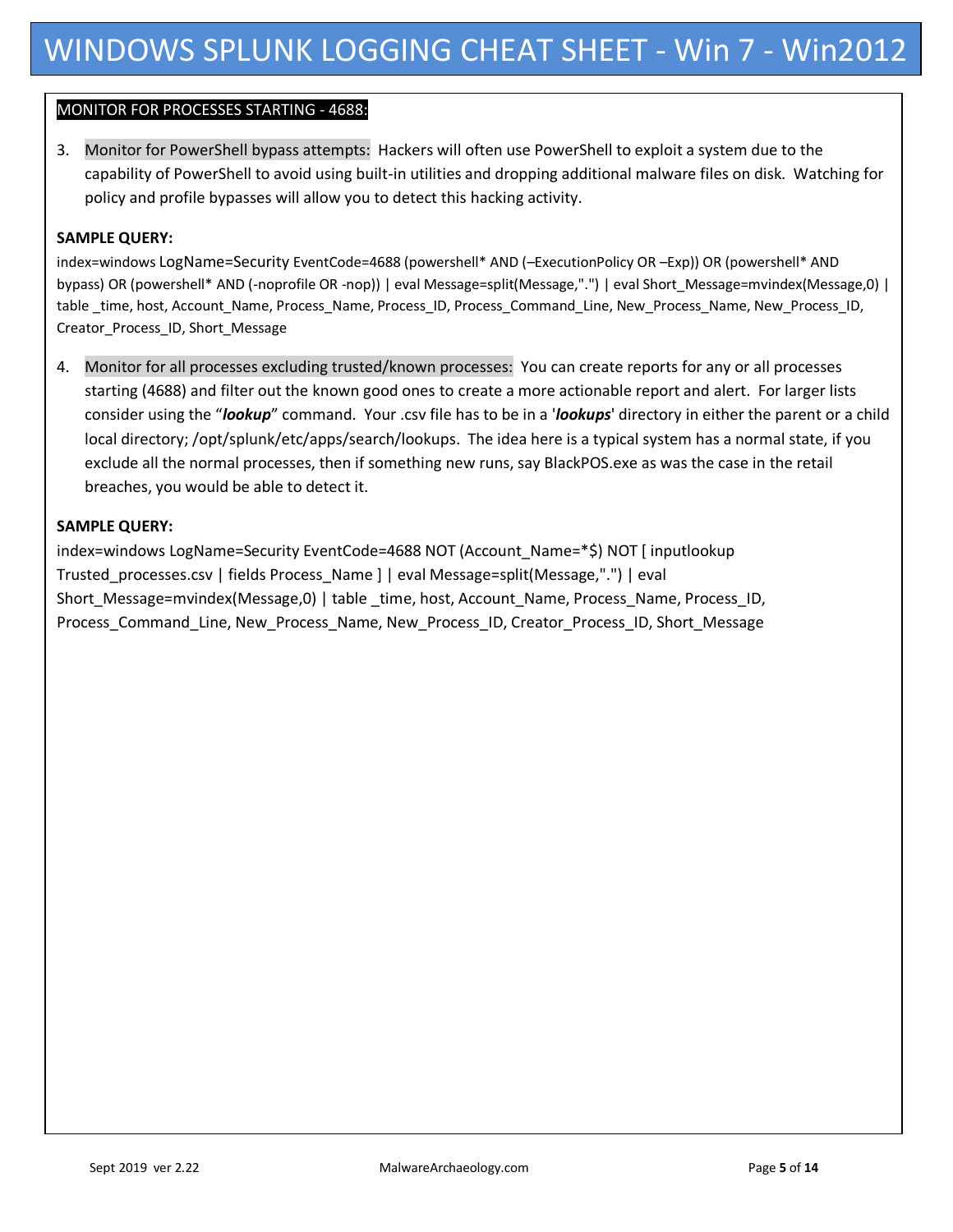# WINDOWS SPLUNK LOGGING CHEAT SHEET - Win 7 - Win2012

MONITOR FOR PROCESSES STARTING - 4688:

3. Monitor for PowerShell bypass attempts: Hackers will often use PowerShell to exploit a system due to the capability of PowerShell to avoid using built-in utilities and dropping additional malware files on disk. Watching for policy and profile bypasses will allow you to detect this hacking activity.

**SAMPLE QUERY:**

```
index=windows LogName=Security EventCode=4688 (powershell* AND (–ExecutionPolicy OR –Exp)) OR (powershell* AND bypass) OR (powershell* AND (-noprofile OR -nop)) | eval Message=split(Message,".") | eval Short_Message=mvindex(Message,0) | table _time, host, Account_Name, Process_Name, Process_ID, Process_Command_Line, New_Process_Name, New_Process_ID, Creator_Process_ID, Short_Message
```

4. Monitor for all processes excluding trusted/known processes: You can create reports for any or all processes starting (4688) and filter out the known good ones to create a more actionable report and alert. For larger lists consider using the "***lookup***" command. Your .csv file has to be in a '***lookups***' directory in either the parent or a child local directory; /opt/splunk/etc/apps/search/lookups. The idea here is a typical system has a normal state, if you exclude all the normal processes, then if something new runs, say BlackPOS.exe as was the case in the retail breaches, you would be able to detect it.

**SAMPLE QUERY:**

```
index=windows LogName=Security EventCode=4688 NOT (Account_Name=*$) NOT [ inputlookup Trusted_processes.csv | fields Process_Name ] | eval Message=split(Message,".") | eval Short_Message=mvindex(Message,0) | table _time, host, Account_Name, Process_Name, Process_ID, Process_Command_Line, New_Process_Name, New_Process_ID, Creator_Process_ID, Short_Message
```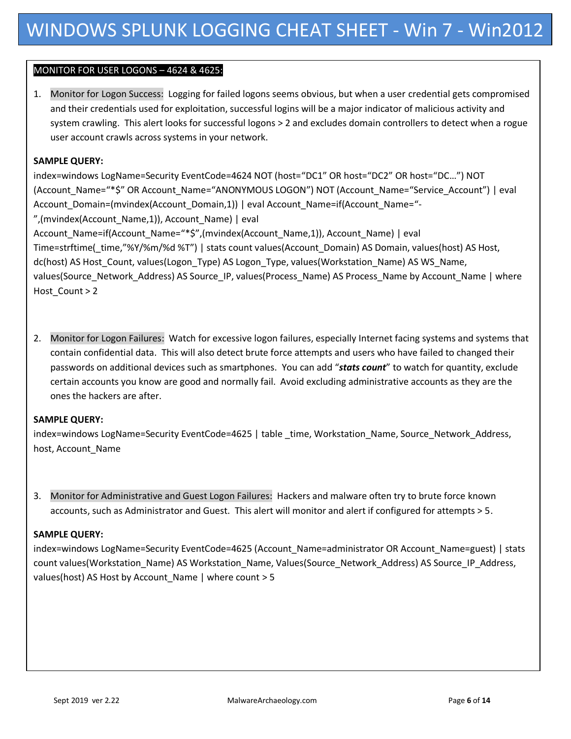# WINDOWS SPLUNK LOGGING CHEAT SHEET - Win 7 - Win2012

## MONITOR FOR USER LOGONS – 4624 & 4625:

1. Monitor for Logon Success: Logging for failed logons seems obvious, but when a user credential gets compromised and their credentials used for exploitation, successful logins will be a major indicator of malicious activity and system crawling. This alert looks for successful logons > 2 and excludes domain controllers to detect when a rogue user account crawls across systems in your network.

**SAMPLE QUERY:**

index=windows LogName=Security EventCode=4624 NOT (host="DC1" OR host="DC2" OR host="DC…") NOT (Account_Name="*$" OR Account_Name="ANONYMOUS LOGON") NOT (Account_Name="Service_Account") | eval Account_Domain=(mvindex(Account_Domain,1)) | eval Account_Name=if(Account_Name="-",(mvindex(Account_Name,1)), Account_Name) | eval Account_Name=if(Account_Name="*$",(mvindex(Account_Name,1)), Account_Name) | eval Time=strftime(_time,"%Y/%m/%d %T") | stats count values(Account_Domain) AS Domain, values(host) AS Host, dc(host) AS Host_Count, values(Logon_Type) AS Logon_Type, values(Workstation_Name) AS WS_Name, values(Source_Network_Address) AS Source_IP, values(Process_Name) AS Process_Name by Account_Name | where Host_Count > 2

2. Monitor for Logon Failures: Watch for excessive logon failures, especially Internet facing systems and systems that contain confidential data. This will also detect brute force attempts and users who have failed to changed their passwords on additional devices such as smartphones. You can add "***stats count***" to watch for quantity, exclude certain accounts you know are good and normally fail. Avoid excluding administrative accounts as they are the ones the hackers are after.

**SAMPLE QUERY:**

index=windows LogName=Security EventCode=4625 | table _time, Workstation_Name, Source_Network_Address, host, Account_Name

3. Monitor for Administrative and Guest Logon Failures: Hackers and malware often try to brute force known accounts, such as Administrator and Guest. This alert will monitor and alert if configured for attempts > 5.

**SAMPLE QUERY:**

index=windows LogName=Security EventCode=4625 (Account_Name=administrator OR Account_Name=guest) | stats count values(Workstation_Name) AS Workstation_Name, Values(Source_Network_Address) AS Source_IP_Address, values(host) AS Host by Account_Name | where count > 5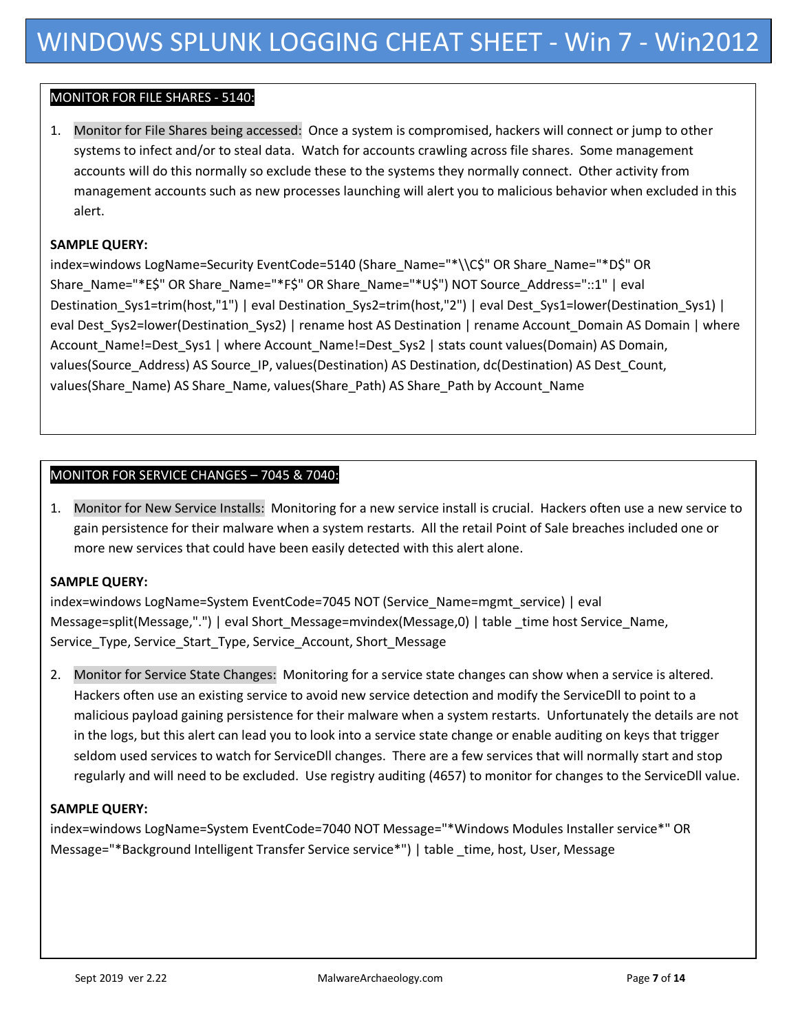# WINDOWS SPLUNK LOGGING CHEAT SHEET - Win 7 - Win2012

## MONITOR FOR FILE SHARES - 5140:

1. Monitor for File Shares being accessed: Once a system is compromised, hackers will connect or jump to other systems to infect and/or to steal data. Watch for accounts crawling across file shares. Some management accounts will do this normally so exclude these to the systems they normally connect. Other activity from management accounts such as new processes launching will alert you to malicious behavior when excluded in this alert.

**SAMPLE QUERY:**

```
index=windows LogName=Security EventCode=5140 (Share_Name="*\\C$" OR Share_Name="*D$" OR Share_Name="*E$" OR Share_Name="*F$" OR Share_Name="*U$") NOT Source_Address="::1" | eval Destination_Sys1=trim(host,"1") | eval Destination_Sys2=trim(host,"2") | eval Dest_Sys1=lower(Destination_Sys1) | eval Dest_Sys2=lower(Destination_Sys2) | rename host AS Destination | rename Account_Domain AS Domain | where Account_Name!=Dest_Sys1 | where Account_Name!=Dest_Sys2 | stats count values(Domain) AS Domain, values(Source_Address) AS Source_IP, values(Destination) AS Destination, dc(Destination) AS Dest_Count, values(Share_Name) AS Share_Name, values(Share_Path) AS Share_Path by Account_Name
```

## MONITOR FOR SERVICE CHANGES – 7045 & 7040:

1. Monitor for New Service Installs: Monitoring for a new service install is crucial. Hackers often use a new service to gain persistence for their malware when a system restarts. All the retail Point of Sale breaches included one or more new services that could have been easily detected with this alert alone.

**SAMPLE QUERY:**

```
index=windows LogName=System EventCode=7045 NOT (Service_Name=mgmt_service) | eval Message=split(Message,".") | eval Short_Message=mvindex(Message,0) | table _time host Service_Name, Service_Type, Service_Start_Type, Service_Account, Short_Message
```

2. Monitor for Service State Changes: Monitoring for a service state changes can show when a service is altered. Hackers often use an existing service to avoid new service detection and modify the ServiceDll to point to a malicious payload gaining persistence for their malware when a system restarts. Unfortunately the details are not in the logs, but this alert can lead you to look into a service state change or enable auditing on keys that trigger seldom used services to watch for ServiceDll changes. There are a few services that will normally start and stop regularly and will need to be excluded. Use registry auditing (4657) to monitor for changes to the ServiceDll value.

**SAMPLE QUERY:**

```
index=windows LogName=System EventCode=7040 NOT Message="*Windows Modules Installer service*" OR Message="*Background Intelligent Transfer Service service*") | table _time, host, User, Message
```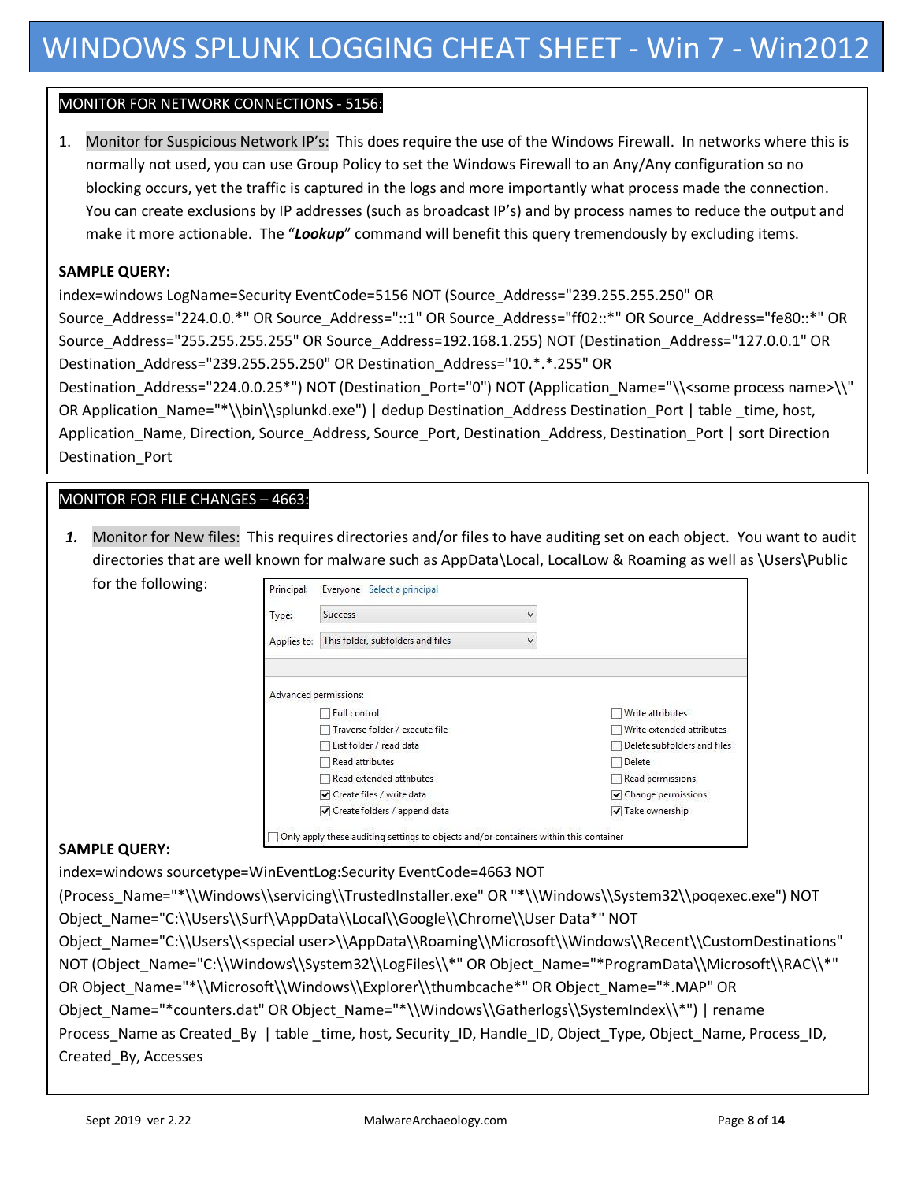# WINDOWS SPLUNK LOGGING CHEAT SHEET - Win 7 - Win2012

## MONITOR FOR NETWORK CONNECTIONS - 5156:

1. Monitor for Suspicious Network IP's: This does require the use of the Windows Firewall. In networks where this is normally not used, you can use Group Policy to set the Windows Firewall to an Any/Any configuration so no blocking occurs, yet the traffic is captured in the logs and more importantly what process made the connection. You can create exclusions by IP addresses (such as broadcast IP's) and by process names to reduce the output and make it more actionable. The "***Lookup***" command will benefit this query tremendously by excluding items.

**SAMPLE QUERY:**

```
index=windows LogName=Security EventCode=5156 NOT (Source_Address="239.255.255.250" OR Source_Address="224.0.0.*" OR Source_Address="::1" OR Source_Address="ff02::*" OR Source_Address="fe80::*" OR Source_Address="255.255.255.255" OR Source_Address=192.168.1.255) NOT (Destination_Address="127.0.0.1" OR Destination_Address="239.255.255.250" OR Destination_Address="10.*.*.255" OR Destination_Address="224.0.0.25*") NOT (Destination_Port="0") NOT (Application_Name="\\<some process name>\\" OR Application_Name="*\\bin\\splunkd.exe") | dedup Destination_Address Destination_Port | table _time, host, Application_Name, Direction, Source_Address, Source_Port, Destination_Address, Destination_Port | sort Direction Destination_Port
```

## MONITOR FOR FILE CHANGES – 4663:

1. Monitor for New files: This requires directories and/or files to have auditing set on each object. You want to audit directories that are well known for malware such as AppData\Local, LocalLow & Roaming as well as \Users\Public for the following:

Principal: Everyone  Select a principal
Type: Success
Applies to: This folder, subfolders and files

Advanced permissions:

| | |
|---|---|
| ☐ Full control | ☐ Write attributes |
| ☐ Traverse folder / execute file | ☐ Write extended attributes |
| ☐ List folder / read data | ☐ Delete subfolders and files |
| ☐ Read attributes | ☐ Delete |
| ☐ Read extended attributes | ☐ Read permissions |
| ☑ Create files / write data | ☑ Change permissions |
| ☑ Create folders / append data | ☑ Take ownership |

☐ Only apply these auditing settings to objects and/or containers within this container

**SAMPLE QUERY:**

```
index=windows sourcetype=WinEventLog:Security EventCode=4663 NOT (Process_Name="*\\Windows\\servicing\\TrustedInstaller.exe" OR "*\\Windows\\System32\\poqexec.exe") NOT Object_Name="C:\\Users\\Surf\\AppData\\Local\\Google\\Chrome\\User Data*" NOT Object_Name="C:\\Users\\<special user>\\AppData\\Roaming\\Microsoft\\Windows\\Recent\\CustomDestinations" NOT (Object_Name="C:\\Windows\\System32\\LogFiles\\*" OR Object_Name="*ProgramData\\Microsoft\\RAC\\*" OR Object_Name="*\\Microsoft\\Windows\\Explorer\\thumbcache*" OR Object_Name="*.MAP" OR Object_Name="*counters.dat" OR Object_Name="*\\Windows\\Gatherlogs\\SystemIndex\\*") | rename Process_Name as Created_By | table _time, host, Security_ID, Handle_ID, Object_Type, Object_Name, Process_ID, Created_By, Accesses
```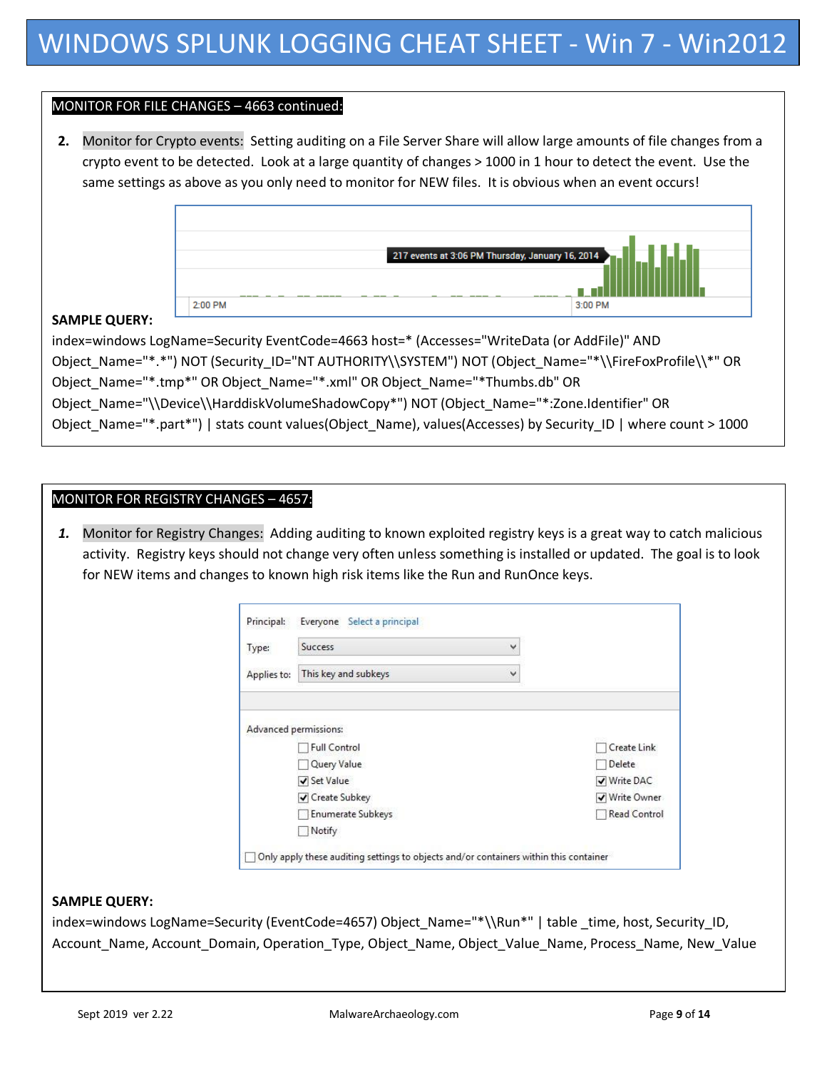# WINDOWS SPLUNK LOGGING CHEAT SHEET - Win 7 - Win2012

## MONITOR FOR FILE CHANGES – 4663 continued:

2. Monitor for Crypto events: Setting auditing on a File Server Share will allow large amounts of file changes from a crypto event to be detected. Look at a large quantity of changes > 1000 in 1 hour to detect the event. Use the same settings as above as you only need to monitor for NEW files. It is obvious when an event occurs!

**SAMPLE QUERY:**

index=windows LogName=Security EventCode=4663 host=* (Accesses="WriteData (or AddFile)" AND Object_Name="*.*") NOT (Security_ID="NT AUTHORITY\\SYSTEM") NOT (Object_Name="*\\FireFoxProfile\\*" OR Object_Name="*.tmp*" OR Object_Name="*.xml" OR Object_Name="*Thumbs.db" OR Object_Name="\\Device\\HarddiskVolumeShadowCopy*") NOT (Object_Name="*:Zone.Identifier" OR Object_Name="*.part*") | stats count values(Object_Name), values(Accesses) by Security_ID | where count > 1000

## MONITOR FOR REGISTRY CHANGES – 4657:

1. Monitor for Registry Changes: Adding auditing to known exploited registry keys is a great way to catch malicious activity. Registry keys should not change very often unless something is installed or updated. The goal is to look for NEW items and changes to known high risk items like the Run and RunOnce keys.

**SAMPLE QUERY:**

index=windows LogName=Security (EventCode=4657) Object_Name="*\\Run*" | table _time, host, Security_ID, Account_Name, Account_Domain, Operation_Type, Object_Name, Object_Value_Name, Process_Name, New_Value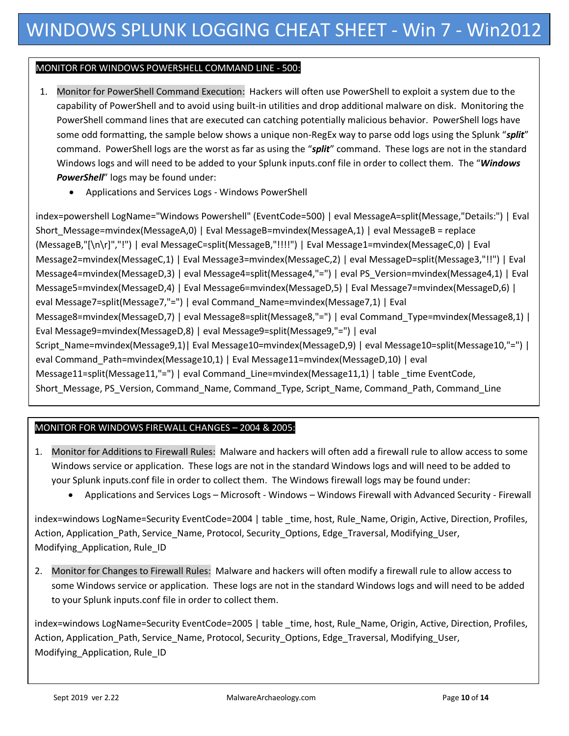# WINDOWS SPLUNK LOGGING CHEAT SHEET - Win 7 - Win2012

## MONITOR FOR WINDOWS POWERSHELL COMMAND LINE - 500:

1. Monitor for PowerShell Command Execution: Hackers will often use PowerShell to exploit a system due to the capability of PowerShell and to avoid using built-in utilities and drop additional malware on disk. Monitoring the PowerShell command lines that are executed can catching potentially malicious behavior. PowerShell logs have some odd formatting, the sample below shows a unique non-RegEx way to parse odd logs using the Splunk "***split***" command. PowerShell logs are the worst as far as using the "***split***" command. These logs are not in the standard Windows logs and will need to be added to your Splunk inputs.conf file in order to collect them. The "***Windows PowerShell***" logs may be found under:
   - Applications and Services Logs - Windows PowerShell

```
index=powershell LogName="Windows Powershell" (EventCode=500) | eval MessageA=split(Message,"Details:") | Eval Short_Message=mvindex(MessageA,0) | Eval MessageB=mvindex(MessageA,1) | eval MessageB = replace (MessageB,"[\n\r]","!") | eval MessageC=split(MessageB,"!!!!") | Eval Message1=mvindex(MessageC,0) | Eval Message2=mvindex(MessageC,1) | Eval Message3=mvindex(MessageC,2) | eval MessageD=split(Message3,"!!") | Eval Message4=mvindex(MessageD,3) | eval Message4=split(Message4,"=") | eval PS_Version=mvindex(Message4,1) | Eval Message5=mvindex(MessageD,4) | Eval Message6=mvindex(MessageD,5) | Eval Message7=mvindex(MessageD,6) | eval Message7=split(Message7,"=") | eval Command_Name=mvindex(Message7,1) | Eval Message8=mvindex(MessageD,7) | eval Message8=split(Message8,"=") | eval Command_Type=mvindex(Message8,1) | Eval Message9=mvindex(MessageD,8) | eval Message9=split(Message9,"=") | eval Script_Name=mvindex(Message9,1)| Eval Message10=mvindex(MessageD,9) | eval Message10=split(Message10,"=") | eval Command_Path=mvindex(Message10,1) | Eval Message11=mvindex(MessageD,10) | eval Message11=split(Message11,"=") | eval Command_Line=mvindex(Message11,1) | table _time EventCode, Short_Message, PS_Version, Command_Name, Command_Type, Script_Name, Command_Path, Command_Line
```

## MONITOR FOR WINDOWS FIREWALL CHANGES – 2004 & 2005:

1. Monitor for Additions to Firewall Rules: Malware and hackers will often add a firewall rule to allow access to some Windows service or application. These logs are not in the standard Windows logs and will need to be added to your Splunk inputs.conf file in order to collect them. The Windows firewall logs may be found under:
   - Applications and Services Logs – Microsoft - Windows – Windows Firewall with Advanced Security - Firewall

```
index=windows LogName=Security EventCode=2004 | table _time, host, Rule_Name, Origin, Active, Direction, Profiles, Action, Application_Path, Service_Name, Protocol, Security_Options, Edge_Traversal, Modifying_User, Modifying_Application, Rule_ID
```

2. Monitor for Changes to Firewall Rules: Malware and hackers will often modify a firewall rule to allow access to some Windows service or application. These logs are not in the standard Windows logs and will need to be added to your Splunk inputs.conf file in order to collect them.

```
index=windows LogName=Security EventCode=2005 | table _time, host, Rule_Name, Origin, Active, Direction, Profiles, Action, Application_Path, Service_Name, Protocol, Security_Options, Edge_Traversal, Modifying_User, Modifying_Application, Rule_ID
```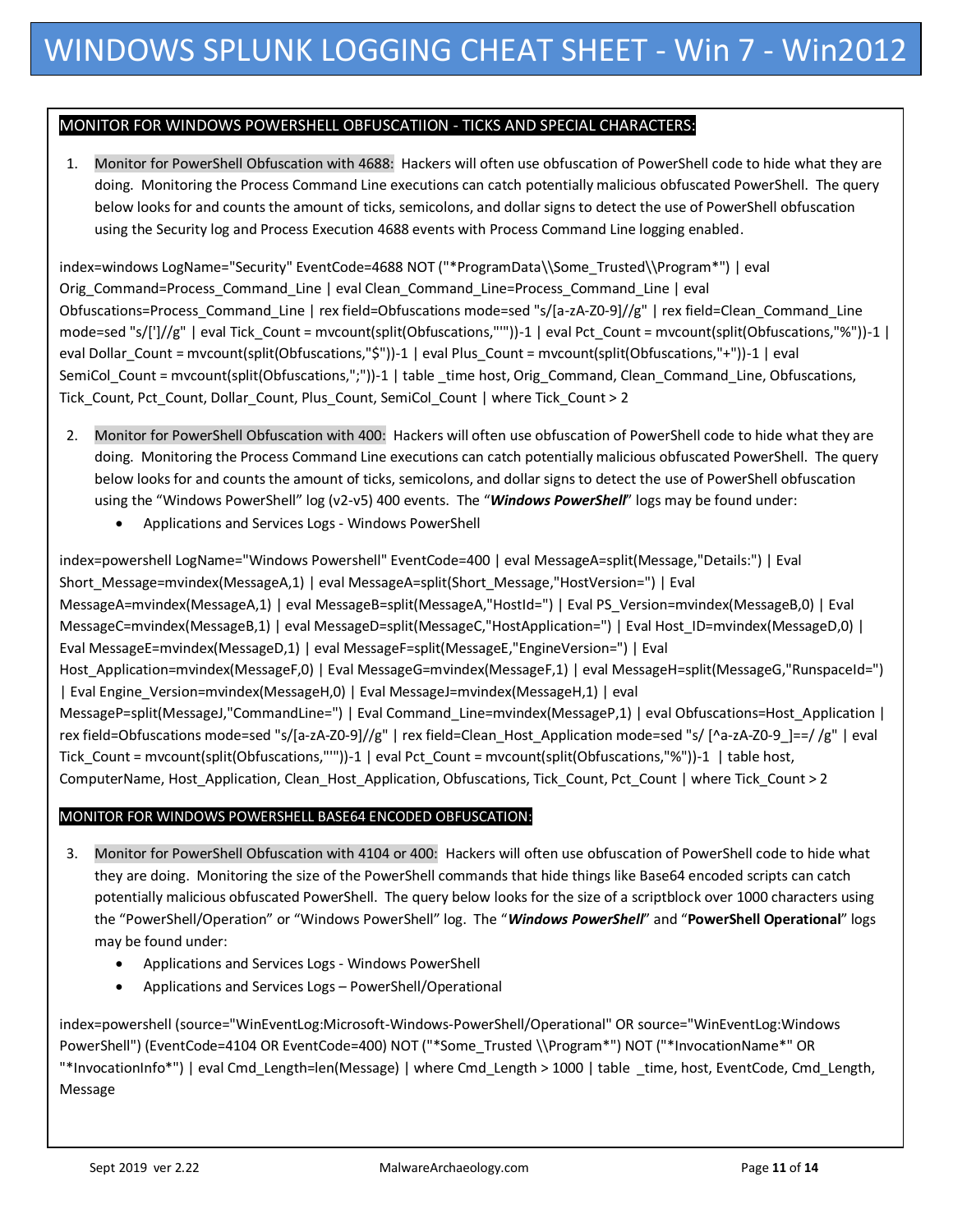# WINDOWS SPLUNK LOGGING CHEAT SHEET - Win 7 - Win2012

## MONITOR FOR WINDOWS POWERSHELL OBFUSCATIION - TICKS AND SPECIAL CHARACTERS:

1. Monitor for PowerShell Obfuscation with 4688: Hackers will often use obfuscation of PowerShell code to hide what they are doing. Monitoring the Process Command Line executions can catch potentially malicious obfuscated PowerShell. The query below looks for and counts the amount of ticks, semicolons, and dollar signs to detect the use of PowerShell obfuscation using the Security log and Process Execution 4688 events with Process Command Line logging enabled.

```
index=windows LogName="Security" EventCode=4688 NOT ("*ProgramData\\Some_Trusted\\Program*") | eval Orig_Command=Process_Command_Line | eval Clean_Command_Line=Process_Command_Line | eval Obfuscations=Process_Command_Line | rex field=Obfuscations mode=sed "s/[a-zA-Z0-9]//g" | rex field=Clean_Command_Line mode=sed "s/[']//g" | eval Tick_Count = mvcount(split(Obfuscations,"`"))-1 | eval Pct_Count = mvcount(split(Obfuscations,"%"))-1 | eval Dollar_Count = mvcount(split(Obfuscations,"$"))-1 | eval Plus_Count = mvcount(split(Obfuscations,"+"))-1 | eval SemiCol_Count = mvcount(split(Obfuscations,";"))-1 | table _time host, Orig_Command, Clean_Command_Line, Obfuscations, Tick_Count, Pct_Count, Dollar_Count, Plus_Count, SemiCol_Count | where Tick_Count > 2
```

2. Monitor for PowerShell Obfuscation with 400: Hackers will often use obfuscation of PowerShell code to hide what they are doing. Monitoring the Process Command Line executions can catch potentially malicious obfuscated PowerShell. The query below looks for and counts the amount of ticks, semicolons, and dollar signs to detect the use of PowerShell obfuscation using the "Windows PowerShell" log (v2-v5) 400 events. The "***Windows PowerShell***" logs may be found under:
   - Applications and Services Logs - Windows PowerShell

```
index=powershell LogName="Windows Powershell" EventCode=400 | eval MessageA=split(Message,"Details:") | Eval Short_Message=mvindex(MessageA,1) | eval MessageA=split(Short_Message,"HostVersion=") | Eval MessageA=mvindex(MessageA,1) | eval MessageB=split(MessageA,"HostId=") | Eval PS_Version=mvindex(MessageB,0) | Eval MessageC=mvindex(MessageB,1) | eval MessageD=split(MessageC,"HostApplication=") | Eval Host_ID=mvindex(MessageD,0) | Eval MessageE=mvindex(MessageD,1) | eval MessageF=split(MessageE,"EngineVersion=") | Eval Host_Application=mvindex(MessageF,0) | Eval MessageG=mvindex(MessageF,1) | eval MessageH=split(MessageG,"RunspaceId=") | Eval Engine_Version=mvindex(MessageH,0) | Eval MessageJ=mvindex(MessageH,1) | eval MessageP=split(MessageJ,"CommandLine=") | Eval Command_Line=mvindex(MessageP,1) | eval Obfuscations=Host_Application | rex field=Obfuscations mode=sed "s/[a-zA-Z0-9]//g" | rex field=Clean_Host_Application mode=sed "s/ [^a-zA-Z0-9_]==/ /g" | eval Tick_Count = mvcount(split(Obfuscations,"`"))-1 | eval Pct_Count = mvcount(split(Obfuscations,"%"))-1 | table host, ComputerName, Host_Application, Clean_Host_Application, Obfuscations, Tick_Count, Pct_Count | where Tick_Count > 2
```

## MONITOR FOR WINDOWS POWERSHELL BASE64 ENCODED OBFUSCATION:

3. Monitor for PowerShell Obfuscation with 4104 or 400: Hackers will often use obfuscation of PowerShell code to hide what they are doing. Monitoring the size of the PowerShell commands that hide things like Base64 encoded scripts can catch potentially malicious obfuscated PowerShell. The query below looks for the size of a scriptblock over 1000 characters using the "PowerShell/Operation" or "Windows PowerShell" log. The "***Windows PowerShell***" and "**PowerShell Operational**" logs may be found under:
   - Applications and Services Logs - Windows PowerShell
   - Applications and Services Logs – PowerShell/Operational

```
index=powershell (source="WinEventLog:Microsoft-Windows-PowerShell/Operational" OR source="WinEventLog:Windows PowerShell") (EventCode=4104 OR EventCode=400) NOT ("*Some_Trusted \\Program*") NOT ("*InvocationName*" OR "*InvocationInfo*") | eval Cmd_Length=len(Message) | where Cmd_Length > 1000 | table _time, host, EventCode, Cmd_Length, Message
```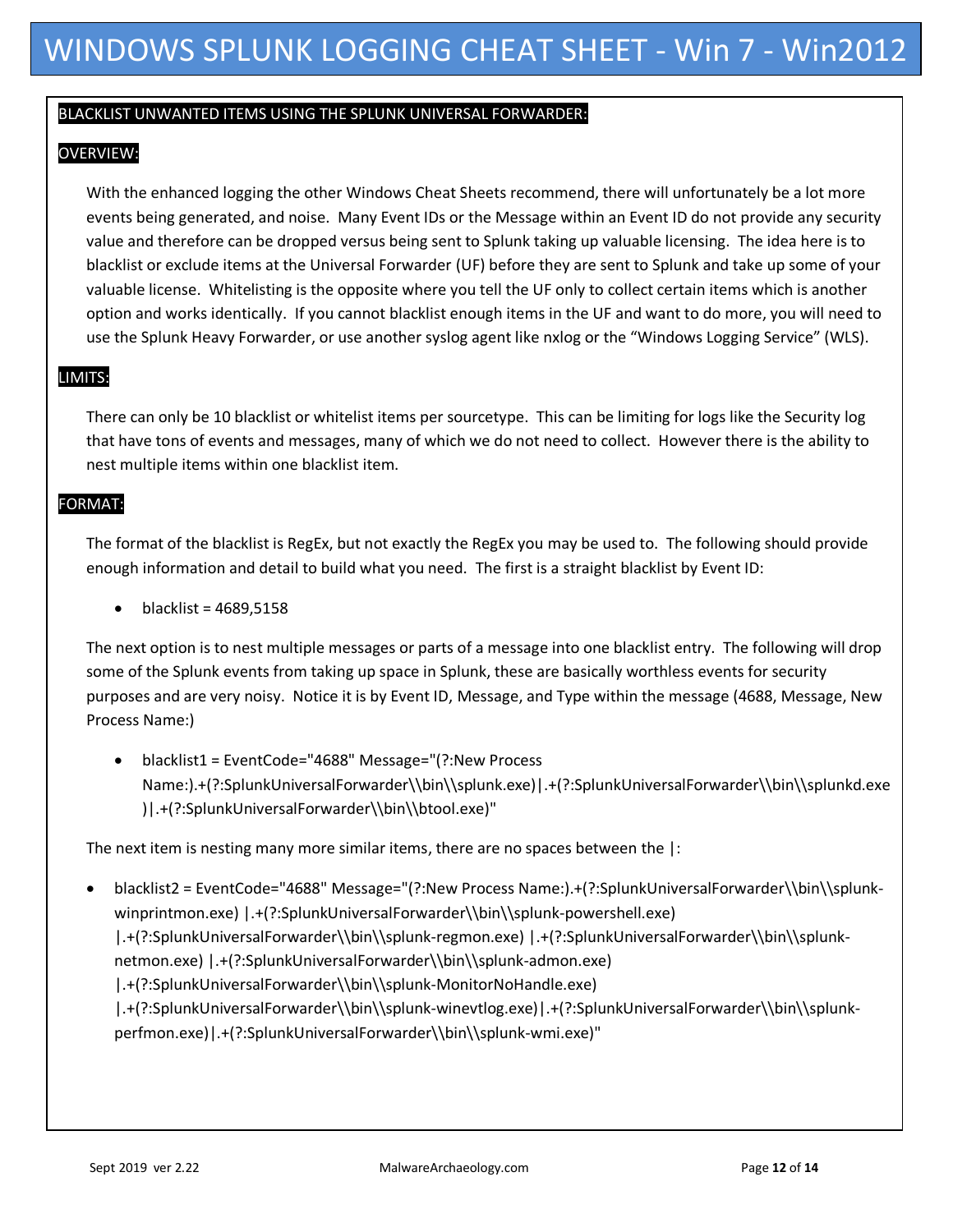# WINDOWS SPLUNK LOGGING CHEAT SHEET - Win 7 - Win2012

## BLACKLIST UNWANTED ITEMS USING THE SPLUNK UNIVERSAL FORWARDER:

### OVERVIEW:

With the enhanced logging the other Windows Cheat Sheets recommend, there will unfortunately be a lot more events being generated, and noise. Many Event IDs or the Message within an Event ID do not provide any security value and therefore can be dropped versus being sent to Splunk taking up valuable licensing. The idea here is to blacklist or exclude items at the Universal Forwarder (UF) before they are sent to Splunk and take up some of your valuable license. Whitelisting is the opposite where you tell the UF only to collect certain items which is another option and works identically. If you cannot blacklist enough items in the UF and want to do more, you will need to use the Splunk Heavy Forwarder, or use another syslog agent like nxlog or the "Windows Logging Service" (WLS).

### LIMITS:

There can only be 10 blacklist or whitelist items per sourcetype. This can be limiting for logs like the Security log that have tons of events and messages, many of which we do not need to collect. However there is the ability to nest multiple items within one blacklist item.

### FORMAT:

The format of the blacklist is RegEx, but not exactly the RegEx you may be used to. The following should provide enough information and detail to build what you need. The first is a straight blacklist by Event ID:

- blacklist = 4689,5158

The next option is to nest multiple messages or parts of a message into one blacklist entry. The following will drop some of the Splunk events from taking up space in Splunk, these are basically worthless events for security purposes and are very noisy. Notice it is by Event ID, Message, and Type within the message (4688, Message, New Process Name:)

- blacklist1 = EventCode="4688" Message="(?:New Process Name:).+(?:SplunkUniversalForwarder\\bin\\splunk.exe)|.+(?:SplunkUniversalForwarder\\bin\\splunkd.exe)|.+(?:SplunkUniversalForwarder\\bin\\btool.exe)"

The next item is nesting many more similar items, there are no spaces between the |:

- blacklist2 = EventCode="4688" Message="(?:New Process Name:).+(?:SplunkUniversalForwarder\\bin\\splunk-winprintmon.exe) |.+(?:SplunkUniversalForwarder\\bin\\splunk-powershell.exe) |.+(?:SplunkUniversalForwarder\\bin\\splunk-regmon.exe) |.+(?:SplunkUniversalForwarder\\bin\\splunk-netmon.exe) |.+(?:SplunkUniversalForwarder\\bin\\splunk-admon.exe) |.+(?:SplunkUniversalForwarder\\bin\\splunk-MonitorNoHandle.exe) |.+(?:SplunkUniversalForwarder\\bin\\splunk-winevtlog.exe)|.+(?:SplunkUniversalForwarder\\bin\\splunk-perfmon.exe)|.+(?:SplunkUniversalForwarder\\bin\\splunk-wmi.exe)"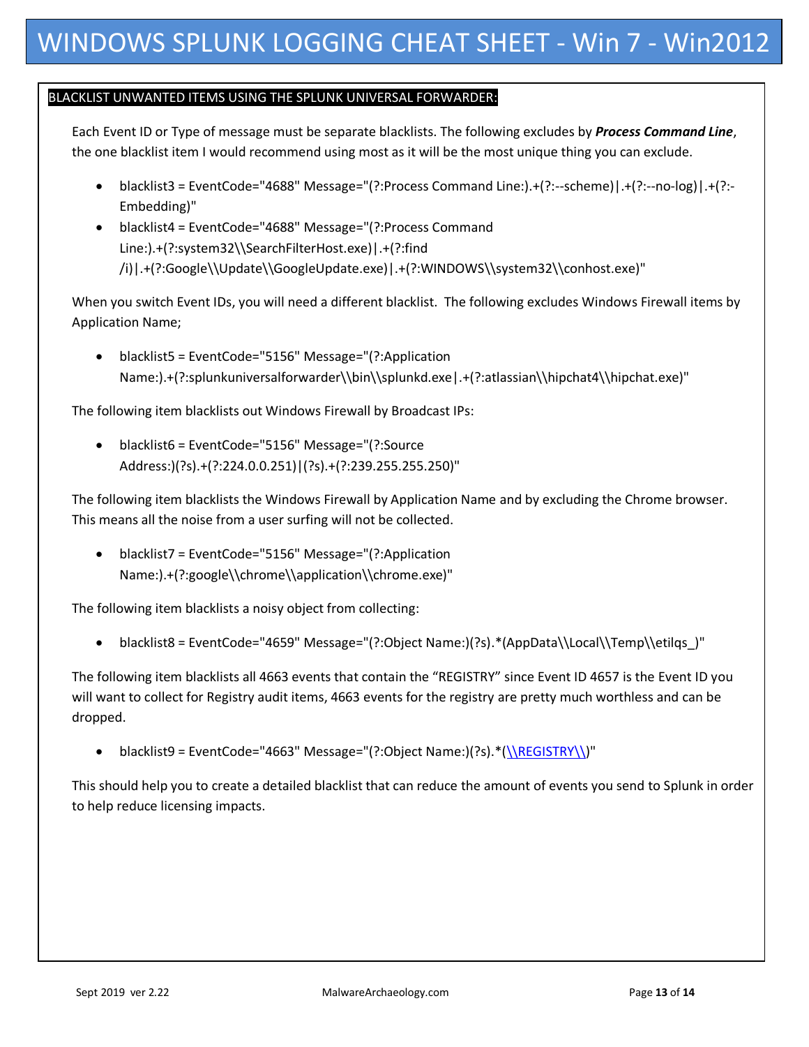BLACKLIST UNWANTED ITEMS USING THE SPLUNK UNIVERSAL FORWARDER:

Each Event ID or Type of message must be separate blacklists. The following excludes by ***Process Command Line***, the one blacklist item I would recommend using most as it will be the most unique thing you can exclude.

- blacklist3 = EventCode="4688" Message="(?:Process Command Line:).+(?:--scheme)|.+(?:--no-log)|.+(?:-Embedding)"
- blacklist4 = EventCode="4688" Message="(?:Process Command Line:).+(?:system32\\SearchFilterHost.exe)|.+(?:find /i)|.+(?:Google\\Update\\GoogleUpdate.exe)|.+(?:WINDOWS\\system32\\conhost.exe)"

When you switch Event IDs, you will need a different blacklist. The following excludes Windows Firewall items by Application Name;

- blacklist5 = EventCode="5156" Message="(?:Application Name:).+(?:splunkuniversalforwarder\\bin\\splunkd.exe|.+(?:atlassian\\hipchat4\\hipchat.exe)"

The following item blacklists out Windows Firewall by Broadcast IPs:

- blacklist6 = EventCode="5156" Message="(?:Source Address:)(?s).+(?:224.0.0.251)|(?s).+(?:239.255.255.250)"

The following item blacklists the Windows Firewall by Application Name and by excluding the Chrome browser. This means all the noise from a user surfing will not be collected.

- blacklist7 = EventCode="5156" Message="(?:Application Name:).+(?:google\\chrome\\application\\chrome.exe)"

The following item blacklists a noisy object from collecting:

- blacklist8 = EventCode="4659" Message="(?:Object Name:)(?s).*(AppData\\Local\\Temp\\etilqs_)"

The following item blacklists all 4663 events that contain the "REGISTRY" since Event ID 4657 is the Event ID you will want to collect for Registry audit items, 4663 events for the registry are pretty much worthless and can be dropped.

- blacklist9 = EventCode="4663" Message="(?:Object Name:)(?s).*(\\REGISTRY\\)"

This should help you to create a detailed blacklist that can reduce the amount of events you send to Splunk in order to help reduce licensing impacts.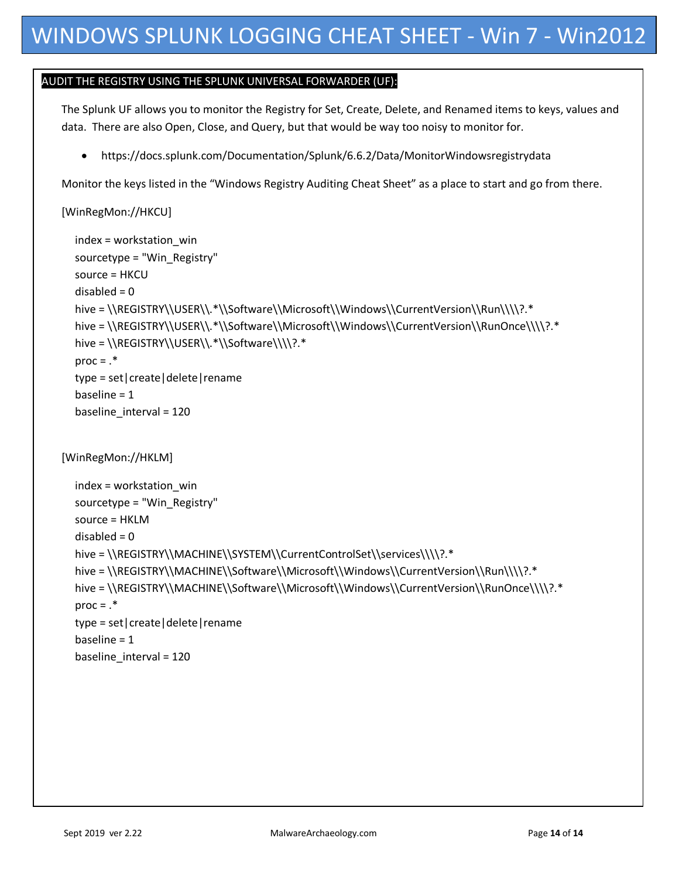## AUDIT THE REGISTRY USING THE SPLUNK UNIVERSAL FORWARDER (UF):

The Splunk UF allows you to monitor the Registry for Set, Create, Delete, and Renamed items to keys, values and data. There are also Open, Close, and Query, but that would be way too noisy to monitor for.

- https://docs.splunk.com/Documentation/Splunk/6.6.2/Data/MonitorWindowsregistrydata

Monitor the keys listed in the "Windows Registry Auditing Cheat Sheet" as a place to start and go from there.

```
[WinRegMon://HKCU]

    index = workstation_win
    sourcetype = "Win_Registry"
    source = HKCU
    disabled = 0
    hive = \\REGISTRY\\USER\\.*\\Software\\Microsoft\\Windows\\CurrentVersion\\Run\\\\?.*
    hive = \\REGISTRY\\USER\\.*\\Software\\Microsoft\\Windows\\CurrentVersion\\RunOnce\\\\?.*
    hive = \\REGISTRY\\USER\\.*\\Software\\\\?.*
    proc = .*
    type = set|create|delete|rename
    baseline = 1
    baseline_interval = 120


[WinRegMon://HKLM]

    index = workstation_win
    sourcetype = "Win_Registry"
    source = HKLM
    disabled = 0
    hive = \\REGISTRY\\MACHINE\\SYSTEM\\CurrentControlSet\\services\\\\?.*
    hive = \\REGISTRY\\MACHINE\\Software\\Microsoft\\Windows\\CurrentVersion\\Run\\\\?.*
    hive = \\REGISTRY\\MACHINE\\Software\\Microsoft\\Windows\\CurrentVersion\\RunOnce\\\\?.*
    proc = .*
    type = set|create|delete|rename
    baseline = 1
    baseline_interval = 120
```